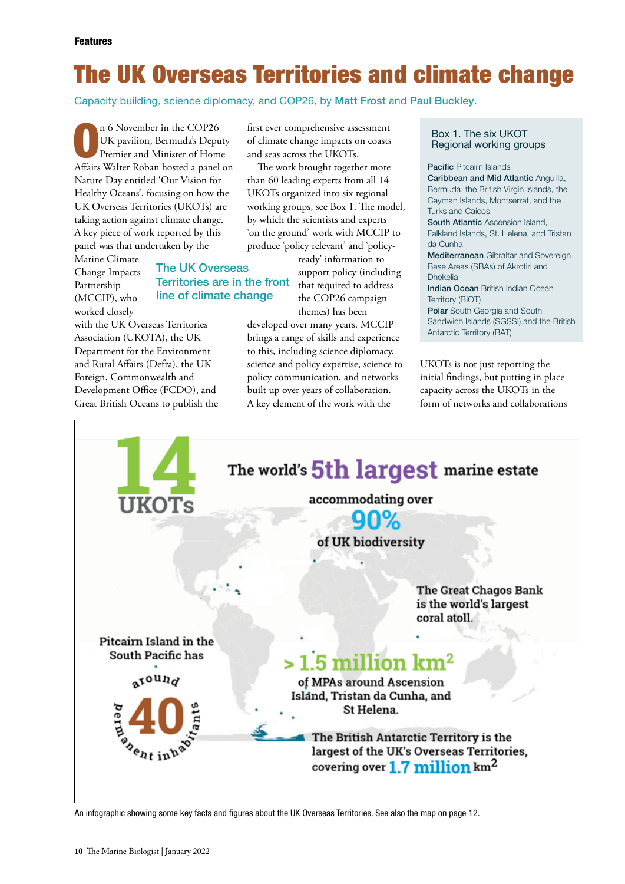Features

# The UK Overseas Territories and climate change

Capacity building, science diplomacy, and COP26, by Matt Frost and Paul Buckley.

On 6 November in the COP26 UK pavilion, Bermuda's Deputy Premier and Minister of Home Affairs Walter Roban hosted a panel on Nature Day entitled 'Our Vision for Healthy Oceans', focusing on how the UK Overseas Territories (UKOTs) are taking action against climate change. A key piece of work reported by this panel was that undertaken by the Marine Climate Change Impacts Partnership (MCCIP), who worked closely with the UK Overseas Territories Association (UKOTA), the UK Department for the Environment and Rural Affairs (Defra), the UK Foreign, Commonwealth and Development Office (FCDO), and Great British Oceans to publish the first ever comprehensive assessment of climate change impacts on coasts and seas across the UKOTs.

The work brought together more than 60 leading experts from all 14 UKOTs organized into six regional working groups, see Box 1. The model, by which the scientists and experts 'on the ground' work with MCCIP to produce 'policy relevant' and 'policy-ready' information to support policy (including that required to address the COP26 campaign themes) has been developed over many years. MCCIP brings a range of skills and experience to this, including science diplomacy, science and policy expertise, science to policy communication, and networks built up over years of collaboration. A key element of the work with the UKOTs is not just reporting the initial findings, but putting in place capacity across the UKOTs in the form of networks and collaborations

> The UK Overseas Territories are in the front line of climate change

### Box 1. The six UKOT Regional working groups

**Pacific** Pitcairn Islands
**Caribbean and Mid Atlantic** Anguilla, Bermuda, the British Virgin Islands, the Cayman Islands, Montserrat, and the Turks and Caicos
**South Atlantic** Ascension Island, Falkland Islands, St. Helena, and Tristan da Cunha
**Mediterranean** Gibraltar and Sovereign Base Areas (SBAs) of Akrotiri and Dhekelia
**Indian Ocean** British Indian Ocean Territory (BIOT)
**Polar** South Georgia and South Sandwich Islands (SGSSI) and the British Antarctic Territory (BAT)

14 UKOTs

The world's 5th largest marine estate accommodating over 90% of UK biodiversity

The Great Chagos Bank is the world's largest coral atoll.

Pitcairn Island in the South Pacific has around 40 permanent inhabitants

> 1.5 million km² of MPAs around Ascension Island, Tristan da Cunha, and St Helena.

The British Antarctic Territory is the largest of the UK's Overseas Territories, covering over 1.7 million km²

An infographic showing some key facts and figures about the UK Overseas Territories. See also the map on page 12.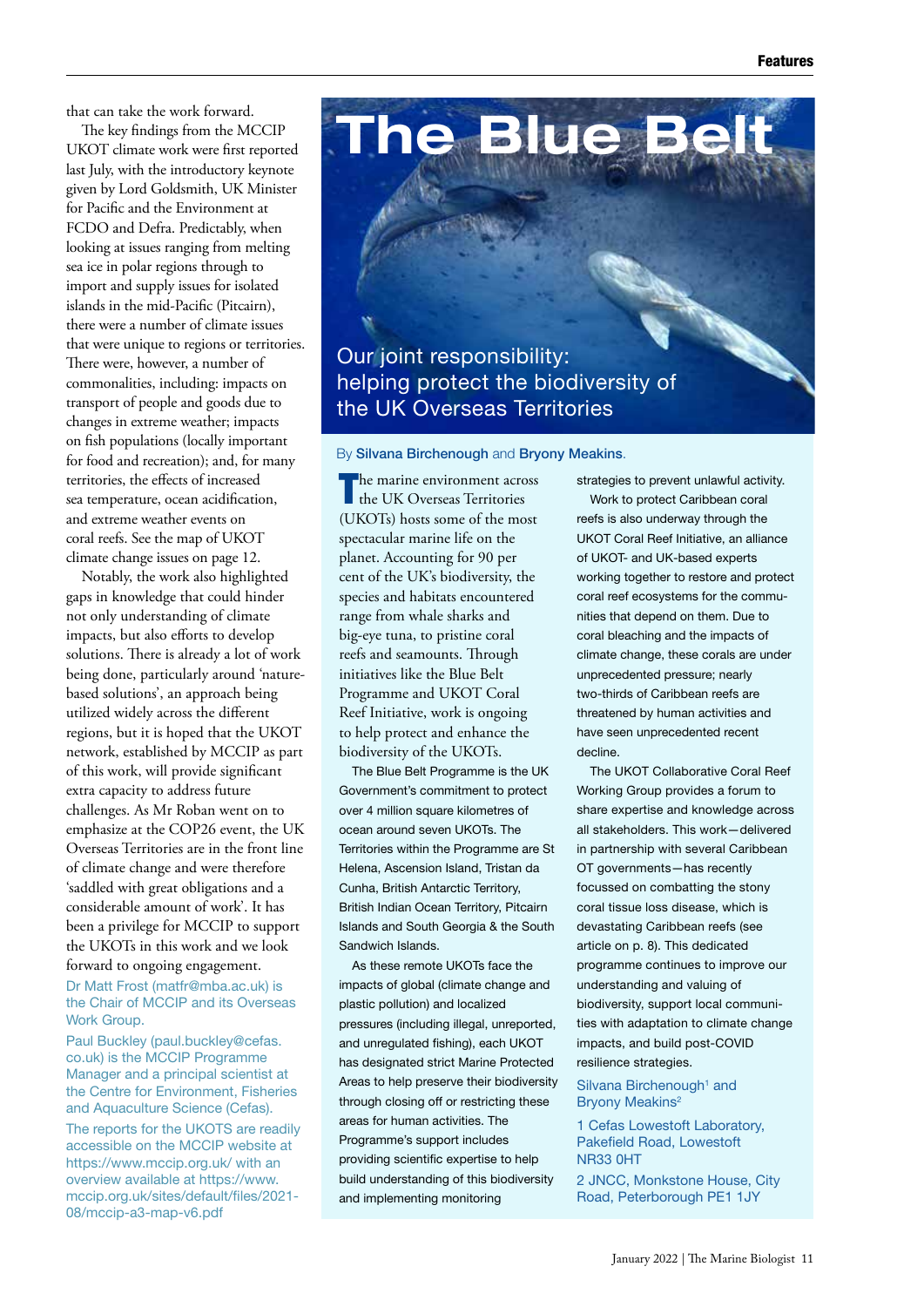that can take the work forward.

The key findings from the MCCIP UKOT climate work were first reported last July, with the introductory keynote given by Lord Goldsmith, UK Minister for Pacific and the Environment at FCDO and Defra. Predictably, when looking at issues ranging from melting sea ice in polar regions through to import and supply issues for isolated islands in the mid-Pacific (Pitcairn), there were a number of climate issues that were unique to regions or territories. There were, however, a number of commonalities, including: impacts on transport of people and goods due to changes in extreme weather; impacts on fish populations (locally important for food and recreation); and, for many territories, the effects of increased sea temperature, ocean acidification, and extreme weather events on coral reefs. See the map of UKOT climate change issues on page 12.

Notably, the work also highlighted gaps in knowledge that could hinder not only understanding of climate impacts, but also efforts to develop solutions. There is already a lot of work being done, particularly around 'nature-based solutions', an approach being utilized widely across the different regions, but it is hoped that the UKOT network, established by MCCIP as part of this work, will provide significant extra capacity to address future challenges. As Mr Roban went on to emphasize at the COP26 event, the UK Overseas Territories are in the front line of climate change and were therefore 'saddled with great obligations and a considerable amount of work'. It has been a privilege for MCCIP to support the UKOTs in this work and we look forward to ongoing engagement.

Dr Matt Frost (matfr@mba.ac.uk) is the Chair of MCCIP and its Overseas Work Group.

Paul Buckley (paul.buckley@cefas.co.uk) is the MCCIP Programme Manager and a principal scientist at the Centre for Environment, Fisheries and Aquaculture Science (Cefas).

The reports for the UKOTS are readily accessible on the MCCIP website at https://www.mccip.org.uk/ with an overview available at https://www.mccip.org.uk/sites/default/files/2021-08/mccip-a3-map-v6.pdf

# The Blue Belt

## Our joint responsibility: helping protect the biodiversity of the UK Overseas Territories

By **Silvana Birchenough** and **Bryony Meakins**.

The marine environment across the UK Overseas Territories (UKOTs) hosts some of the most spectacular marine life on the planet. Accounting for 90 per cent of the UK's biodiversity, the species and habitats encountered range from whale sharks and big-eye tuna, to pristine coral reefs and seamounts. Through initiatives like the Blue Belt Programme and UKOT Coral Reef Initiative, work is ongoing to help protect and enhance the biodiversity of the UKOTs.

The Blue Belt Programme is the UK Government's commitment to protect over 4 million square kilometres of ocean around seven UKOTs. The Territories within the Programme are St Helena, Ascension Island, Tristan da Cunha, British Antarctic Territory, British Indian Ocean Territory, Pitcairn Islands and South Georgia & the South Sandwich Islands.

As these remote UKOTs face the impacts of global (climate change and plastic pollution) and localized pressures (including illegal, unreported, and unregulated fishing), each UKOT has designated strict Marine Protected Areas to help preserve their biodiversity through closing off or restricting these areas for human activities. The Programme's support includes providing scientific expertise to help build understanding of this biodiversity and implementing monitoring strategies to prevent unlawful activity.

Work to protect Caribbean coral reefs is also underway through the UKOT Coral Reef Initiative, an alliance of UKOT- and UK-based experts working together to restore and protect coral reef ecosystems for the communities that depend on them. Due to coral bleaching and the impacts of climate change, these corals are under unprecedented pressure; nearly two-thirds of Caribbean reefs are threatened by human activities and have seen unprecedented recent decline.

The UKOT Collaborative Coral Reef Working Group provides a forum to share expertise and knowledge across all stakeholders. This work—delivered in partnership with several Caribbean OT governments—has recently focussed on combatting the stony coral tissue loss disease, which is devastating Caribbean reefs (see article on p. 8). This dedicated programme continues to improve our understanding and valuing of biodiversity, support local communities with adaptation to climate change impacts, and build post-COVID resilience strategies.

Silvana Birchenough[1] and Bryony Meakins[2]

1 Cefas Lowestoft Laboratory, Pakefield Road, Lowestoft NR33 0HT

2 JNCC, Monkstone House, City Road, Peterborough PE1 1JY